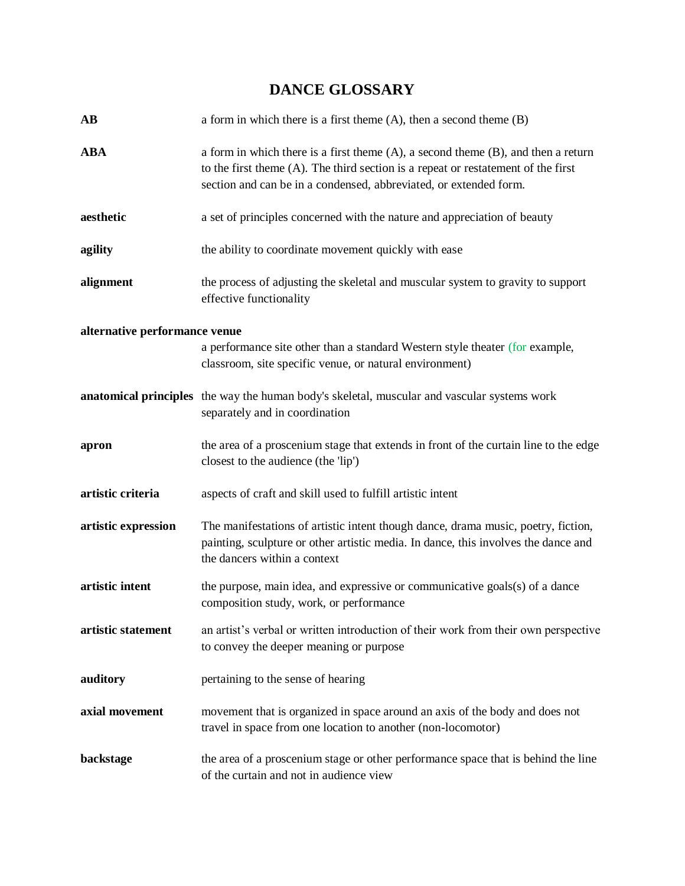# DANCE GLOSSARY

**AB** a form in which there is a first theme (A), then a second theme (B)

**ABA** a form in which there is a first theme (A), a second theme (B), and then a return to the first theme (A). The third section is a repeat or restatement of the first section and can be in a condensed, abbreviated, or extended form.

**aesthetic** a set of principles concerned with the nature and appreciation of beauty

**agility** the ability to coordinate movement quickly with ease

**alignment** the process of adjusting the skeletal and muscular system to gravity to support effective functionality

**alternative performance venue** a performance site other than a standard Western style theater (for example, classroom, site specific venue, or natural environment)

**anatomical principles** the way the human body's skeletal, muscular and vascular systems work separately and in coordination

**apron** the area of a proscenium stage that extends in front of the curtain line to the edge closest to the audience (the 'lip')

**artistic criteria** aspects of craft and skill used to fulfill artistic intent

**artistic expression** The manifestations of artistic intent though dance, drama music, poetry, fiction, painting, sculpture or other artistic media. In dance, this involves the dance and the dancers within a context

**artistic intent** the purpose, main idea, and expressive or communicative goals(s) of a dance composition study, work, or performance

**artistic statement** an artist's verbal or written introduction of their work from their own perspective to convey the deeper meaning or purpose

**auditory** pertaining to the sense of hearing

**axial movement** movement that is organized in space around an axis of the body and does not travel in space from one location to another (non-locomotor)

**backstage** the area of a proscenium stage or other performance space that is behind the line of the curtain and not in audience view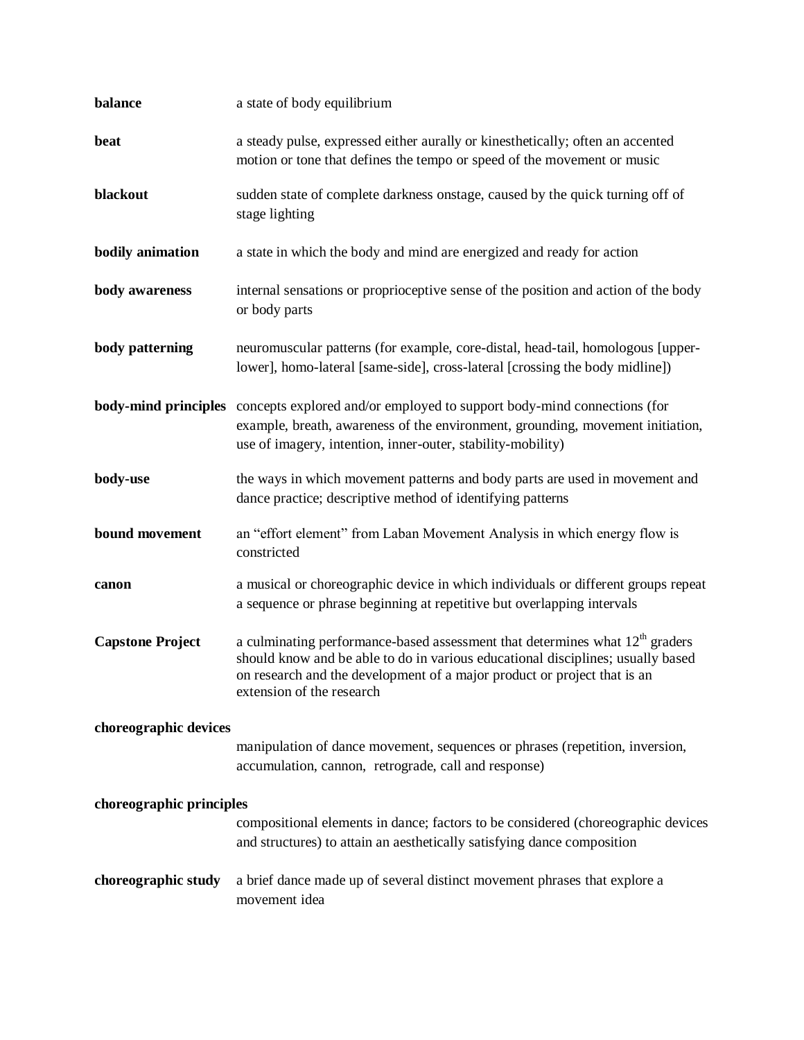**balance** a state of body equilibrium

**beat** a steady pulse, expressed either aurally or kinesthetically; often an accented motion or tone that defines the tempo or speed of the movement or music

**blackout** sudden state of complete darkness onstage, caused by the quick turning off of stage lighting

**bodily animation** a state in which the body and mind are energized and ready for action

**body awareness** internal sensations or proprioceptive sense of the position and action of the body or body parts

**body patterning** neuromuscular patterns (for example, core-distal, head-tail, homologous [upper-lower], homo-lateral [same-side], cross-lateral [crossing the body midline])

**body-mind principles** concepts explored and/or employed to support body-mind connections (for example, breath, awareness of the environment, grounding, movement initiation, use of imagery, intention, inner-outer, stability-mobility)

**body-use** the ways in which movement patterns and body parts are used in movement and dance practice; descriptive method of identifying patterns

**bound movement** an "effort element" from Laban Movement Analysis in which energy flow is constricted

**canon** a musical or choreographic device in which individuals or different groups repeat a sequence or phrase beginning at repetitive but overlapping intervals

**Capstone Project** a culminating performance-based assessment that determines what 12th graders should know and be able to do in various educational disciplines; usually based on research and the development of a major product or project that is an extension of the research

**choreographic devices** manipulation of dance movement, sequences or phrases (repetition, inversion, accumulation, cannon, retrograde, call and response)

**choreographic principles** compositional elements in dance; factors to be considered (choreographic devices and structures) to attain an aesthetically satisfying dance composition

**choreographic study** a brief dance made up of several distinct movement phrases that explore a movement idea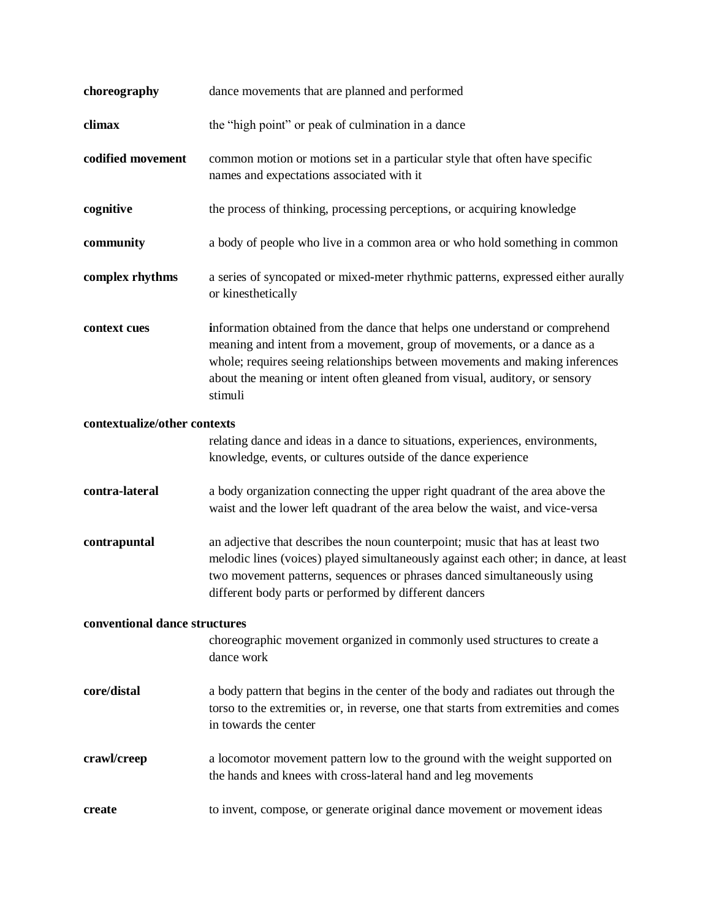**choreography** dance movements that are planned and performed

**climax** the "high point" or peak of culmination in a dance

**codified movement** common motion or motions set in a particular style that often have specific names and expectations associated with it

**cognitive** the process of thinking, processing perceptions, or acquiring knowledge

**community** a body of people who live in a common area or who hold something in common

**complex rhythms** a series of syncopated or mixed-meter rhythmic patterns, expressed either aurally or kinesthetically

**context cues** information obtained from the dance that helps one understand or comprehend meaning and intent from a movement, group of movements, or a dance as a whole; requires seeing relationships between movements and making inferences about the meaning or intent often gleaned from visual, auditory, or sensory stimuli

**contextualize/other contexts**
relating dance and ideas in a dance to situations, experiences, environments, knowledge, events, or cultures outside of the dance experience

**contra-lateral** a body organization connecting the upper right quadrant of the area above the waist and the lower left quadrant of the area below the waist, and vice-versa

**contrapuntal** an adjective that describes the noun counterpoint; music that has at least two melodic lines (voices) played simultaneously against each other; in dance, at least two movement patterns, sequences or phrases danced simultaneously using different body parts or performed by different dancers

**conventional dance structures**
choreographic movement organized in commonly used structures to create a dance work

**core/distal** a body pattern that begins in the center of the body and radiates out through the torso to the extremities or, in reverse, one that starts from extremities and comes in towards the center

**crawl/creep** a locomotor movement pattern low to the ground with the weight supported on the hands and knees with cross-lateral hand and leg movements

**create** to invent, compose, or generate original dance movement or movement ideas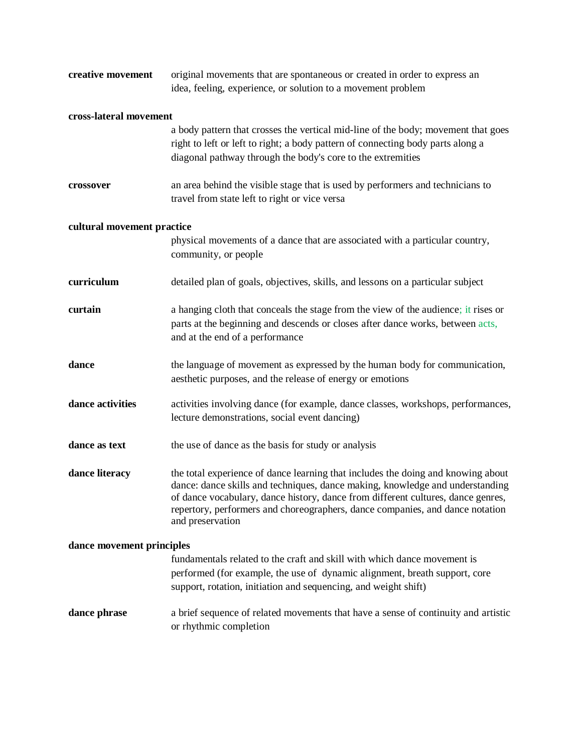**creative movement** original movements that are spontaneous or created in order to express an idea, feeling, experience, or solution to a movement problem

**cross-lateral movement**
a body pattern that crosses the vertical mid-line of the body; movement that goes right to left or left to right; a body pattern of connecting body parts along a diagonal pathway through the body's core to the extremities

**crossover** an area behind the visible stage that is used by performers and technicians to travel from state left to right or vice versa

**cultural movement practice**
physical movements of a dance that are associated with a particular country, community, or people

**curriculum** detailed plan of goals, objectives, skills, and lessons on a particular subject

**curtain** a hanging cloth that conceals the stage from the view of the audience; it rises or parts at the beginning and descends or closes after dance works, between acts, and at the end of a performance

**dance** the language of movement as expressed by the human body for communication, aesthetic purposes, and the release of energy or emotions

**dance activities** activities involving dance (for example, dance classes, workshops, performances, lecture demonstrations, social event dancing)

**dance as text** the use of dance as the basis for study or analysis

**dance literacy** the total experience of dance learning that includes the doing and knowing about dance: dance skills and techniques, dance making, knowledge and understanding of dance vocabulary, dance history, dance from different cultures, dance genres, repertory, performers and choreographers, dance companies, and dance notation and preservation

**dance movement principles**
fundamentals related to the craft and skill with which dance movement is performed (for example, the use of dynamic alignment, breath support, core support, rotation, initiation and sequencing, and weight shift)

**dance phrase** a brief sequence of related movements that have a sense of continuity and artistic or rhythmic completion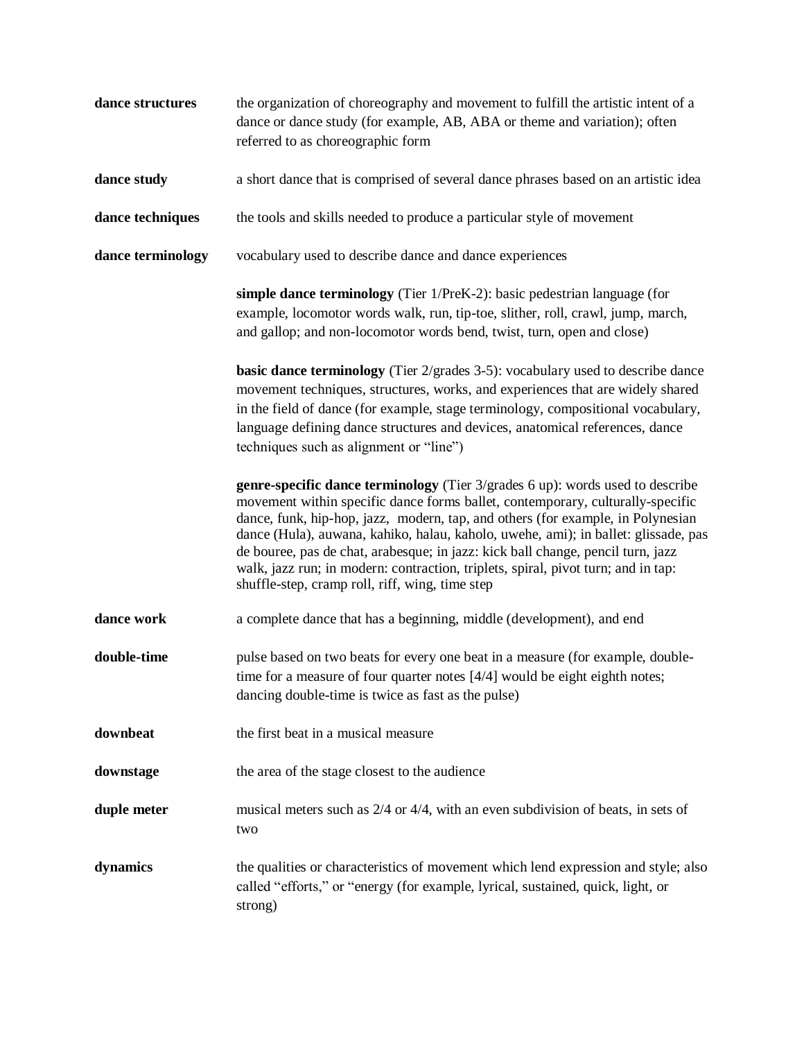**dance structures** the organization of choreography and movement to fulfill the artistic intent of a dance or dance study (for example, AB, ABA or theme and variation); often referred to as choreographic form

**dance study** a short dance that is comprised of several dance phrases based on an artistic idea

**dance techniques** the tools and skills needed to produce a particular style of movement

**dance terminology** vocabulary used to describe dance and dance experiences

**simple dance terminology** (Tier 1/PreK-2): basic pedestrian language (for example, locomotor words walk, run, tip-toe, slither, roll, crawl, jump, march, and gallop; and non-locomotor words bend, twist, turn, open and close)

**basic dance terminology** (Tier 2/grades 3-5): vocabulary used to describe dance movement techniques, structures, works, and experiences that are widely shared in the field of dance (for example, stage terminology, compositional vocabulary, language defining dance structures and devices, anatomical references, dance techniques such as alignment or "line")

**genre-specific dance terminology** (Tier 3/grades 6 up): words used to describe movement within specific dance forms ballet, contemporary, culturally-specific dance, funk, hip-hop, jazz, modern, tap, and others (for example, in Polynesian dance (Hula), auwana, kahiko, halau, kaholo, uwehe, ami); in ballet: glissade, pas de bouree, pas de chat, arabesque; in jazz: kick ball change, pencil turn, jazz walk, jazz run; in modern: contraction, triplets, spiral, pivot turn; and in tap: shuffle-step, cramp roll, riff, wing, time step

**dance work** a complete dance that has a beginning, middle (development), and end

**double-time** pulse based on two beats for every one beat in a measure (for example, double-time for a measure of four quarter notes [4/4] would be eight eighth notes; dancing double-time is twice as fast as the pulse)

**downbeat** the first beat in a musical measure

**downstage** the area of the stage closest to the audience

**duple meter** musical meters such as 2/4 or 4/4, with an even subdivision of beats, in sets of two

**dynamics** the qualities or characteristics of movement which lend expression and style; also called "efforts," or "energy (for example, lyrical, sustained, quick, light, or strong)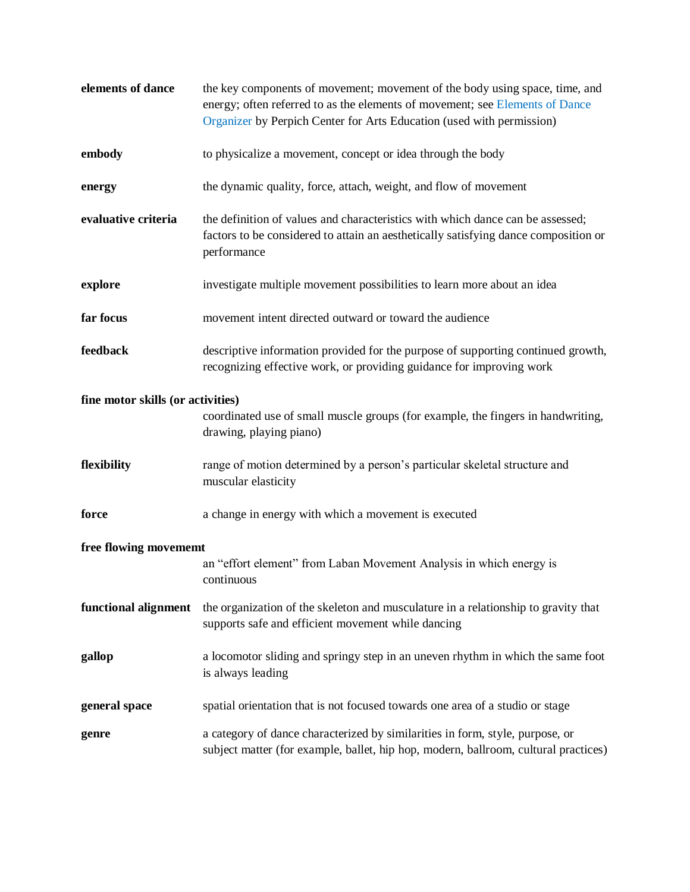**elements of dance** — the key components of movement; movement of the body using space, time, and energy; often referred to as the elements of movement; see Elements of Dance Organizer by Perpich Center for Arts Education (used with permission)

**embody** — to physicalize a movement, concept or idea through the body

**energy** — the dynamic quality, force, attach, weight, and flow of movement

**evaluative criteria** — the definition of values and characteristics with which dance can be assessed; factors to be considered to attain an aesthetically satisfying dance composition or performance

**explore** — investigate multiple movement possibilities to learn more about an idea

**far focus** — movement intent directed outward or toward the audience

**feedback** — descriptive information provided for the purpose of supporting continued growth, recognizing effective work, or providing guidance for improving work

**fine motor skills (or activities)** — coordinated use of small muscle groups (for example, the fingers in handwriting, drawing, playing piano)

**flexibility** — range of motion determined by a person's particular skeletal structure and muscular elasticity

**force** — a change in energy with which a movement is executed

**free flowing movememt** — an "effort element" from Laban Movement Analysis in which energy is continuous

**functional alignment** — the organization of the skeleton and musculature in a relationship to gravity that supports safe and efficient movement while dancing

**gallop** — a locomotor sliding and springy step in an uneven rhythm in which the same foot is always leading

**general space** — spatial orientation that is not focused towards one area of a studio or stage

**genre** — a category of dance characterized by similarities in form, style, purpose, or subject matter (for example, ballet, hip hop, modern, ballroom, cultural practices)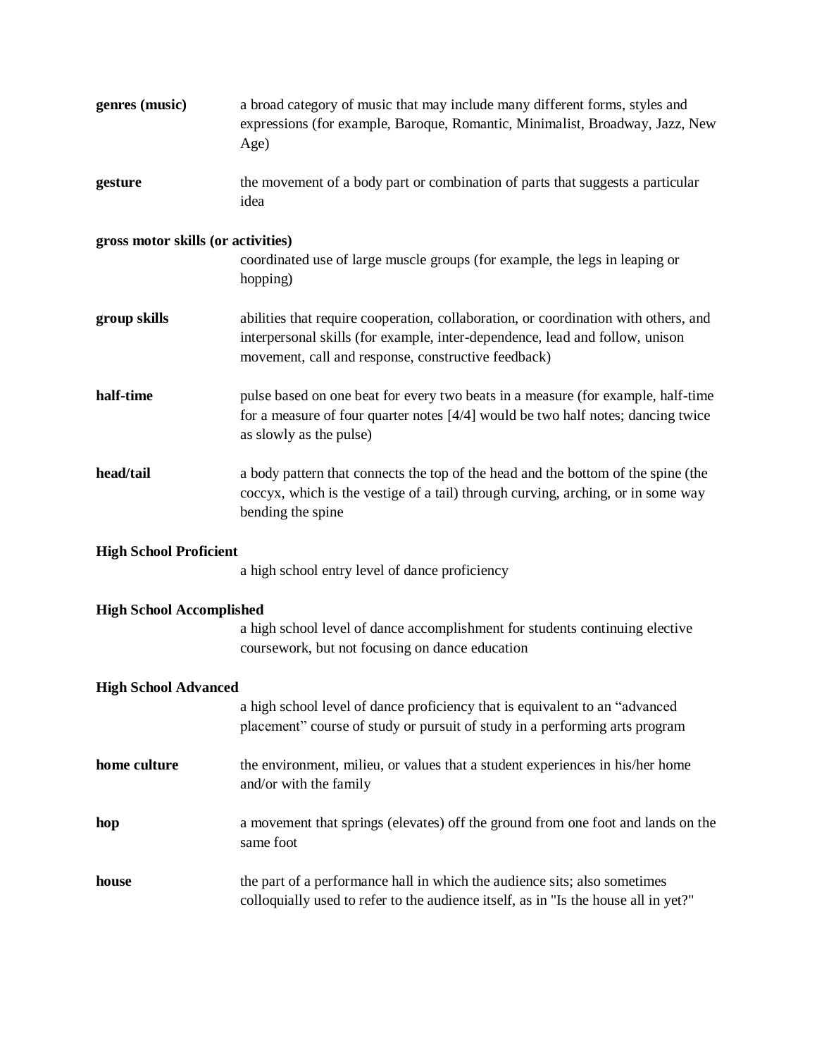**genres (music)** a broad category of music that may include many different forms, styles and expressions (for example, Baroque, Romantic, Minimalist, Broadway, Jazz, New Age)

**gesture** the movement of a body part or combination of parts that suggests a particular idea

**gross motor skills (or activities)**
coordinated use of large muscle groups (for example, the legs in leaping or hopping)

**group skills** abilities that require cooperation, collaboration, or coordination with others, and interpersonal skills (for example, inter-dependence, lead and follow, unison movement, call and response, constructive feedback)

**half-time** pulse based on one beat for every two beats in a measure (for example, half-time for a measure of four quarter notes [4/4] would be two half notes; dancing twice as slowly as the pulse)

**head/tail** a body pattern that connects the top of the head and the bottom of the spine (the coccyx, which is the vestige of a tail) through curving, arching, or in some way bending the spine

**High School Proficient**
a high school entry level of dance proficiency

**High School Accomplished**
a high school level of dance accomplishment for students continuing elective coursework, but not focusing on dance education

**High School Advanced**
a high school level of dance proficiency that is equivalent to an "advanced placement" course of study or pursuit of study in a performing arts program

**home culture** the environment, milieu, or values that a student experiences in his/her home and/or with the family

**hop** a movement that springs (elevates) off the ground from one foot and lands on the same foot

**house** the part of a performance hall in which the audience sits; also sometimes colloquially used to refer to the audience itself, as in "Is the house all in yet?"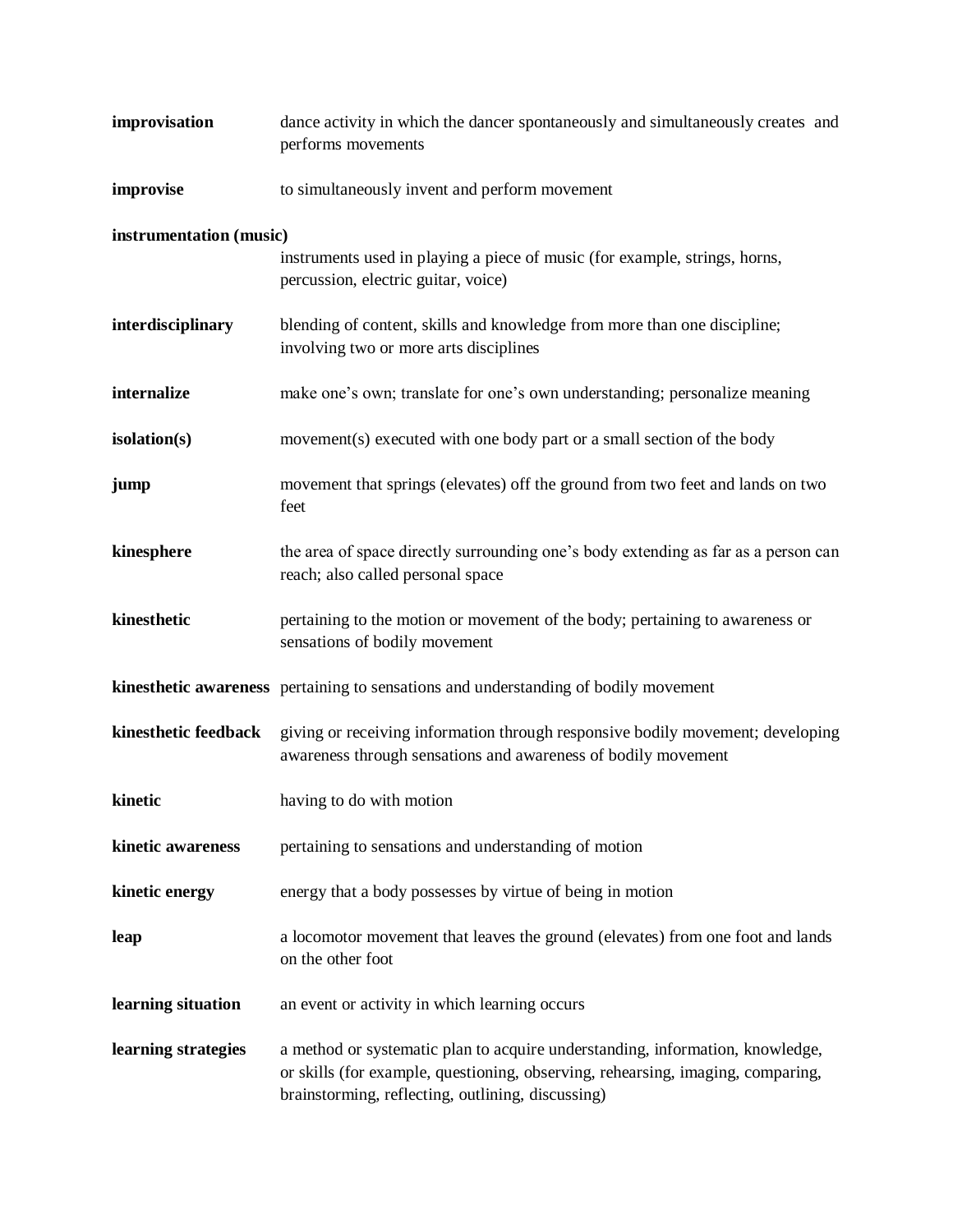**improvisation** dance activity in which the dancer spontaneously and simultaneously creates and performs movements

**improvise** to simultaneously invent and perform movement

**instrumentation (music)** instruments used in playing a piece of music (for example, strings, horns, percussion, electric guitar, voice)

**interdisciplinary** blending of content, skills and knowledge from more than one discipline; involving two or more arts disciplines

**internalize** make one's own; translate for one's own understanding; personalize meaning

**isolation(s)** movement(s) executed with one body part or a small section of the body

**jump** movement that springs (elevates) off the ground from two feet and lands on two feet

**kinesphere** the area of space directly surrounding one's body extending as far as a person can reach; also called personal space

**kinesthetic** pertaining to the motion or movement of the body; pertaining to awareness or sensations of bodily movement

**kinesthetic awareness** pertaining to sensations and understanding of bodily movement

**kinesthetic feedback** giving or receiving information through responsive bodily movement; developing awareness through sensations and awareness of bodily movement

**kinetic** having to do with motion

**kinetic awareness** pertaining to sensations and understanding of motion

**kinetic energy** energy that a body possesses by virtue of being in motion

**leap** a locomotor movement that leaves the ground (elevates) from one foot and lands on the other foot

**learning situation** an event or activity in which learning occurs

**learning strategies** a method or systematic plan to acquire understanding, information, knowledge, or skills (for example, questioning, observing, rehearsing, imaging, comparing, brainstorming, reflecting, outlining, discussing)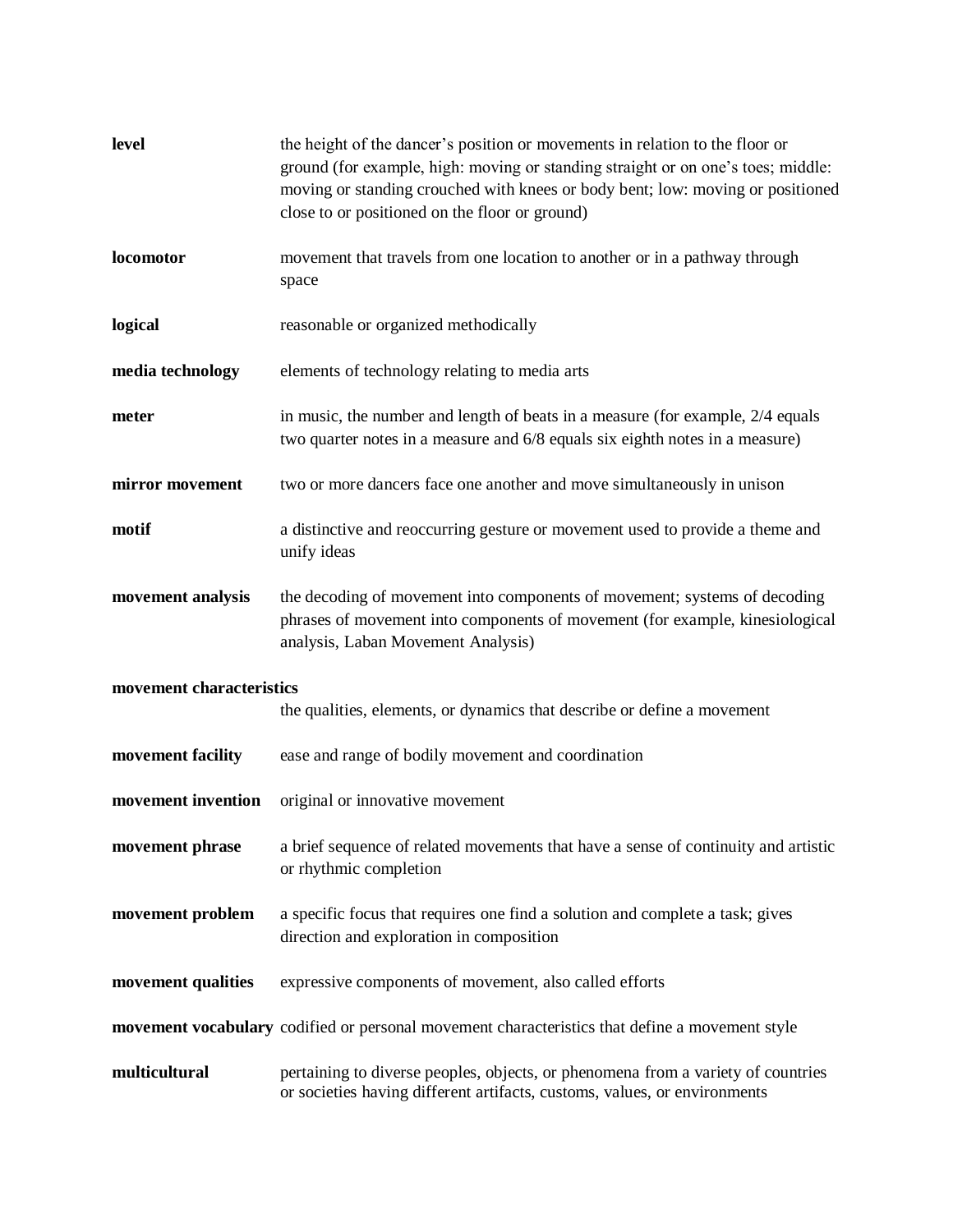**level** the height of the dancer's position or movements in relation to the floor or ground (for example, high: moving or standing straight or on one's toes; middle: moving or standing crouched with knees or body bent; low: moving or positioned close to or positioned on the floor or ground)

**locomotor** movement that travels from one location to another or in a pathway through space

**logical** reasonable or organized methodically

**media technology** elements of technology relating to media arts

**meter** in music, the number and length of beats in a measure (for example, 2/4 equals two quarter notes in a measure and 6/8 equals six eighth notes in a measure)

**mirror movement** two or more dancers face one another and move simultaneously in unison

**motif** a distinctive and reoccurring gesture or movement used to provide a theme and unify ideas

**movement analysis** the decoding of movement into components of movement; systems of decoding phrases of movement into components of movement (for example, kinesiological analysis, Laban Movement Analysis)

**movement characteristics** the qualities, elements, or dynamics that describe or define a movement

**movement facility** ease and range of bodily movement and coordination

**movement invention** original or innovative movement

**movement phrase** a brief sequence of related movements that have a sense of continuity and artistic or rhythmic completion

**movement problem** a specific focus that requires one find a solution and complete a task; gives direction and exploration in composition

**movement qualities** expressive components of movement, also called efforts

**movement vocabulary** codified or personal movement characteristics that define a movement style

**multicultural** pertaining to diverse peoples, objects, or phenomena from a variety of countries or societies having different artifacts, customs, values, or environments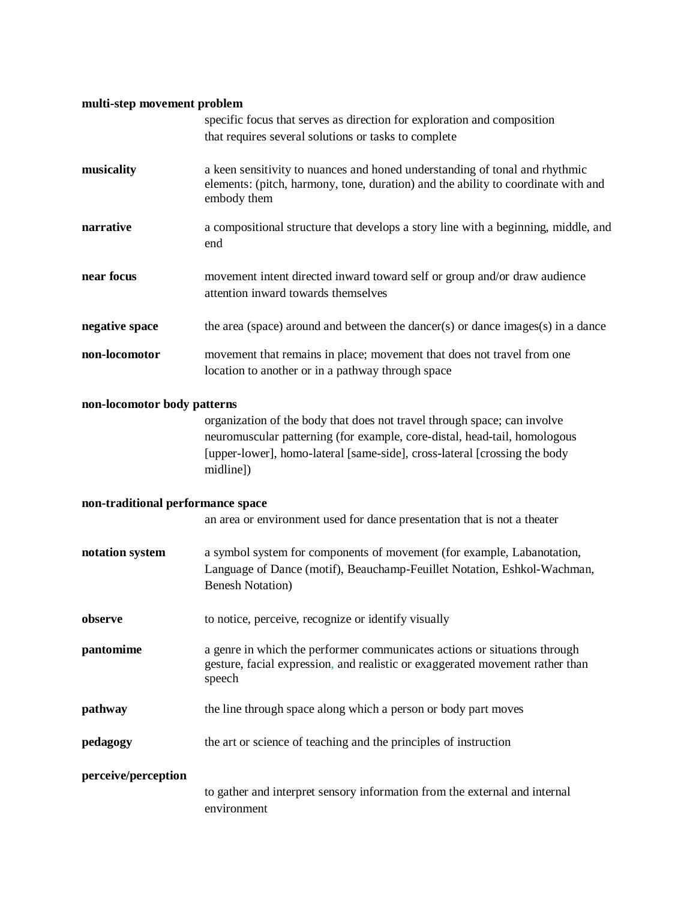**multi-step movement problem**
specific focus that serves as direction for exploration and composition that requires several solutions or tasks to complete

**musicality**
a keen sensitivity to nuances and honed understanding of tonal and rhythmic elements: (pitch, harmony, tone, duration) and the ability to coordinate with and embody them

**narrative**
a compositional structure that develops a story line with a beginning, middle, and end

**near focus**
movement intent directed inward toward self or group and/or draw audience attention inward towards themselves

**negative space**
the area (space) around and between the dancer(s) or dance images(s) in a dance

**non-locomotor**
movement that remains in place; movement that does not travel from one location to another or in a pathway through space

**non-locomotor body patterns**
organization of the body that does not travel through space; can involve neuromuscular patterning (for example, core-distal, head-tail, homologous [upper-lower], homo-lateral [same-side], cross-lateral [crossing the body midline])

**non-traditional performance space**
an area or environment used for dance presentation that is not a theater

**notation system**
a symbol system for components of movement (for example, Labanotation, Language of Dance (motif), Beauchamp-Feuillet Notation, Eshkol-Wachman, Benesh Notation)

**observe**
to notice, perceive, recognize or identify visually

**pantomime**
a genre in which the performer communicates actions or situations through gesture, facial expression, and realistic or exaggerated movement rather than speech

**pathway**
the line through space along which a person or body part moves

**pedagogy**
the art or science of teaching and the principles of instruction

**perceive/perception**
to gather and interpret sensory information from the external and internal environment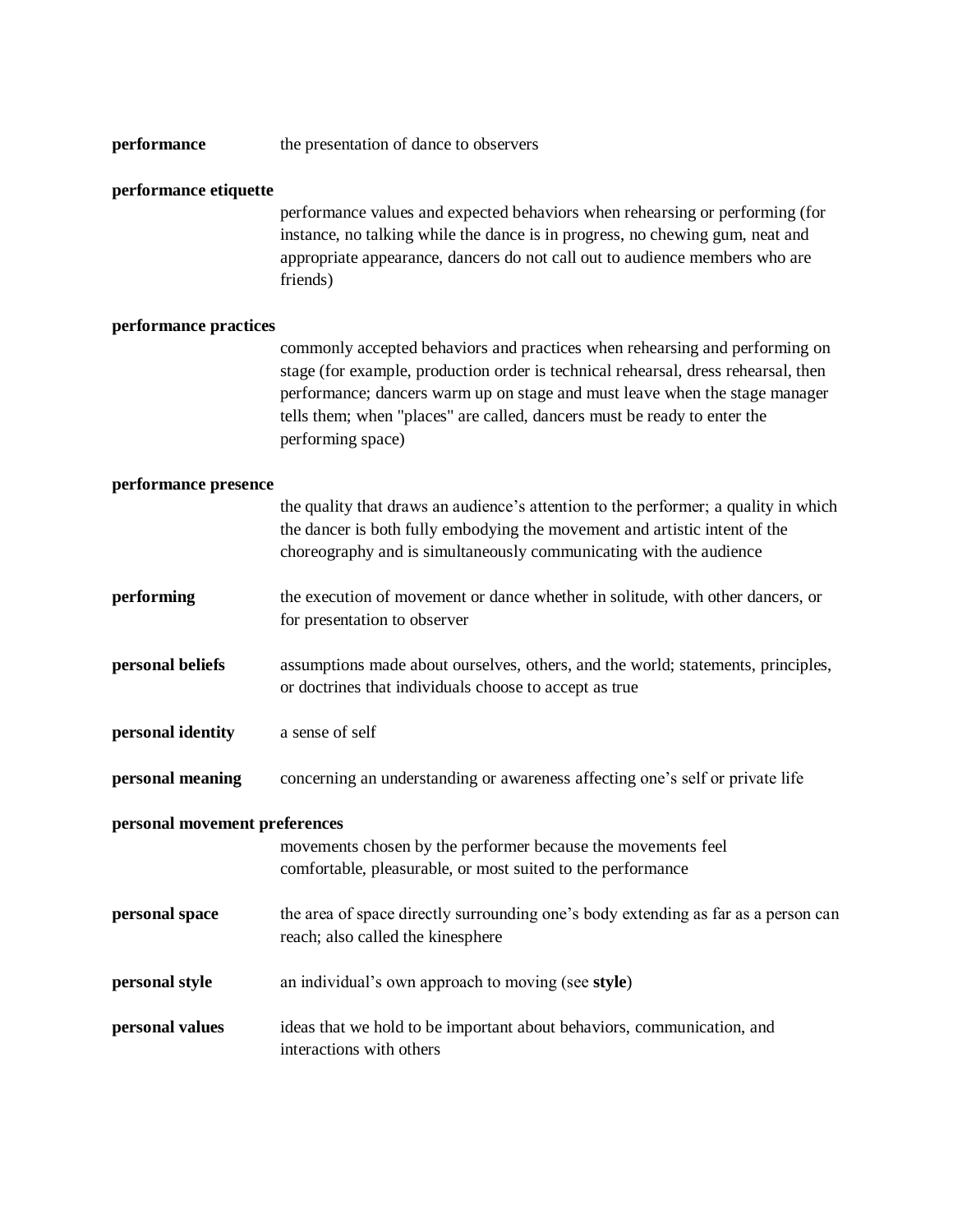**performance** the presentation of dance to observers

**performance etiquette** performance values and expected behaviors when rehearsing or performing (for instance, no talking while the dance is in progress, no chewing gum, neat and appropriate appearance, dancers do not call out to audience members who are friends)

**performance practices** commonly accepted behaviors and practices when rehearsing and performing on stage (for example, production order is technical rehearsal, dress rehearsal, then performance; dancers warm up on stage and must leave when the stage manager tells them; when "places" are called, dancers must be ready to enter the performing space)

**performance presence** the quality that draws an audience's attention to the performer; a quality in which the dancer is both fully embodying the movement and artistic intent of the choreography and is simultaneously communicating with the audience

**performing** the execution of movement or dance whether in solitude, with other dancers, or for presentation to observer

**personal beliefs** assumptions made about ourselves, others, and the world; statements, principles, or doctrines that individuals choose to accept as true

**personal identity** a sense of self

**personal meaning** concerning an understanding or awareness affecting one's self or private life

**personal movement preferences** movements chosen by the performer because the movements feel comfortable, pleasurable, or most suited to the performance

**personal space** the area of space directly surrounding one's body extending as far as a person can reach; also called the kinesphere

**personal style** an individual's own approach to moving (see **style**)

**personal values** ideas that we hold to be important about behaviors, communication, and interactions with others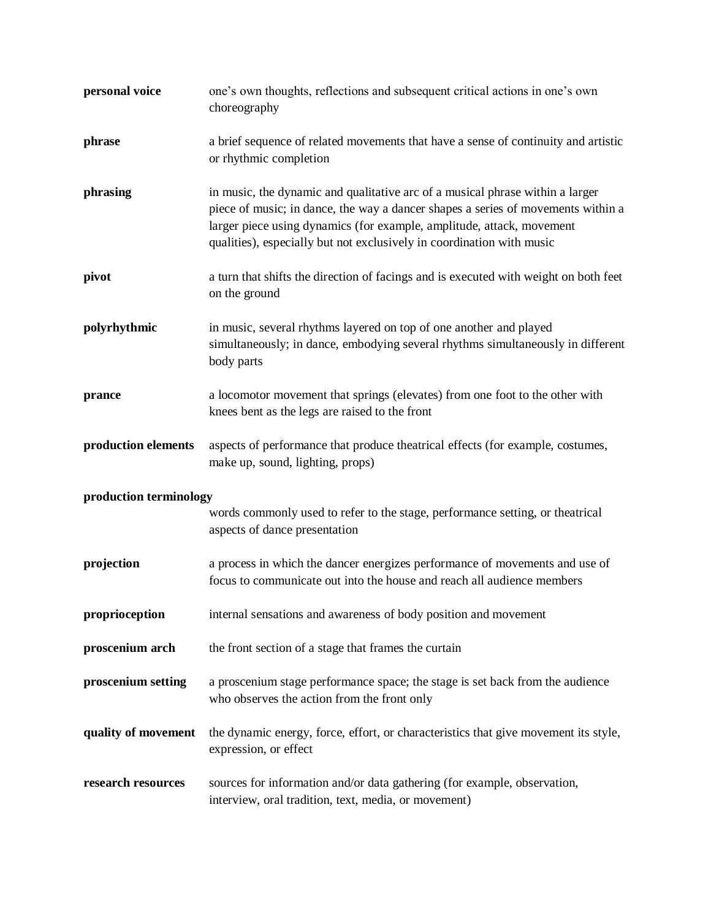**personal voice** one's own thoughts, reflections and subsequent critical actions in one's own choreography

**phrase** a brief sequence of related movements that have a sense of continuity and artistic or rhythmic completion

**phrasing** in music, the dynamic and qualitative arc of a musical phrase within a larger piece of music; in dance, the way a dancer shapes a series of movements within a larger piece using dynamics (for example, amplitude, attack, movement qualities), especially but not exclusively in coordination with music

**pivot** a turn that shifts the direction of facings and is executed with weight on both feet on the ground

**polyrhythmic** in music, several rhythms layered on top of one another and played simultaneously; in dance, embodying several rhythms simultaneously in different body parts

**prance** a locomotor movement that springs (elevates) from one foot to the other with knees bent as the legs are raised to the front

**production elements** aspects of performance that produce theatrical effects (for example, costumes, make up, sound, lighting, props)

**production terminology** words commonly used to refer to the stage, performance setting, or theatrical aspects of dance presentation

**projection** a process in which the dancer energizes performance of movements and use of focus to communicate out into the house and reach all audience members

**proprioception** internal sensations and awareness of body position and movement

**proscenium arch** the front section of a stage that frames the curtain

**proscenium setting** a proscenium stage performance space; the stage is set back from the audience who observes the action from the front only

**quality of movement** the dynamic energy, force, effort, or characteristics that give movement its style, expression, or effect

**research resources** sources for information and/or data gathering (for example, observation, interview, oral tradition, text, media, or movement)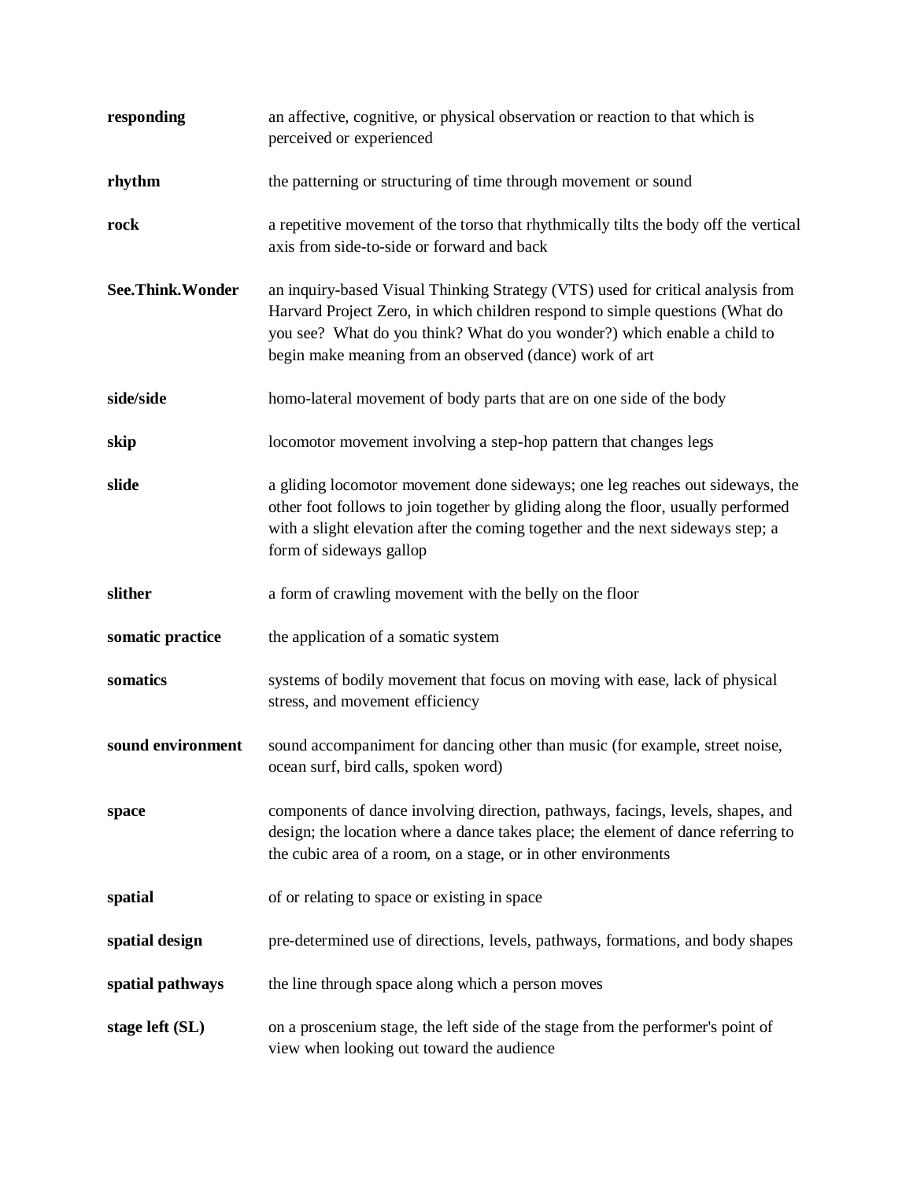| | |
|---|---|
| **responding** | an affective, cognitive, or physical observation or reaction to that which is perceived or experienced |
| **rhythm** | the patterning or structuring of time through movement or sound |
| **rock** | a repetitive movement of the torso that rhythmically tilts the body off the vertical axis from side-to-side or forward and back |
| **See.Think.Wonder** | an inquiry-based Visual Thinking Strategy (VTS) used for critical analysis from Harvard Project Zero, in which children respond to simple questions (What do you see?  What do you think? What do you wonder?) which enable a child to begin make meaning from an observed (dance) work of art |
| **side/side** | homo-lateral movement of body parts that are on one side of the body |
| **skip** | locomotor movement involving a step-hop pattern that changes legs |
| **slide** | a gliding locomotor movement done sideways; one leg reaches out sideways, the other foot follows to join together by gliding along the floor, usually performed with a slight elevation after the coming together and the next sideways step; a form of sideways gallop |
| **slither** | a form of crawling movement with the belly on the floor |
| **somatic practice** | the application of a somatic system |
| **somatics** | systems of bodily movement that focus on moving with ease, lack of physical stress, and movement efficiency |
| **sound environment** | sound accompaniment for dancing other than music (for example, street noise, ocean surf, bird calls, spoken word) |
| **space** | components of dance involving direction, pathways, facings, levels, shapes, and design; the location where a dance takes place; the element of dance referring to the cubic area of a room, on a stage, or in other environments |
| **spatial** | of or relating to space or existing in space |
| **spatial design** | pre-determined use of directions, levels, pathways, formations, and body shapes |
| **spatial pathways** | the line through space along which a person moves |
| **stage left (SL)** | on a proscenium stage, the left side of the stage from the performer's point of view when looking out toward the audience |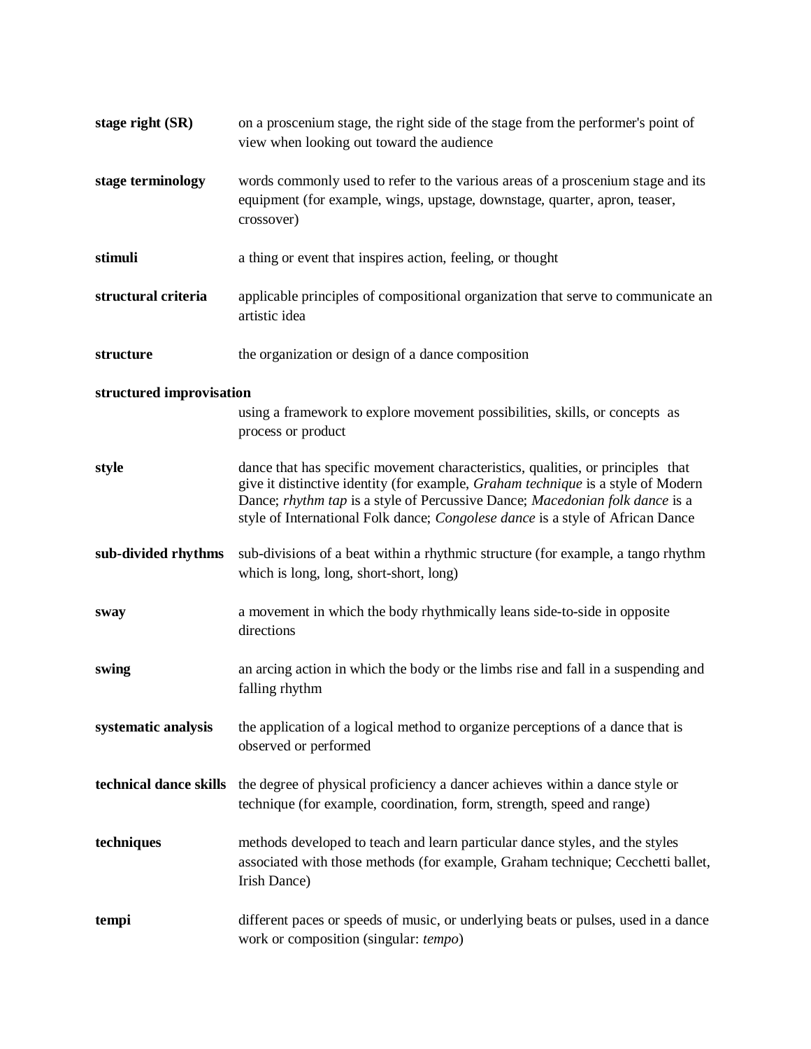**stage right (SR)** on a proscenium stage, the right side of the stage from the performer's point of view when looking out toward the audience

**stage terminology** words commonly used to refer to the various areas of a proscenium stage and its equipment (for example, wings, upstage, downstage, quarter, apron, teaser, crossover)

**stimuli** a thing or event that inspires action, feeling, or thought

**structural criteria** applicable principles of compositional organization that serve to communicate an artistic idea

**structure** the organization or design of a dance composition

**structured improvisation** using a framework to explore movement possibilities, skills, or concepts as process or product

**style** dance that has specific movement characteristics, qualities, or principles that give it distinctive identity (for example, *Graham technique* is a style of Modern Dance; *rhythm tap* is a style of Percussive Dance; *Macedonian folk dance* is a style of International Folk dance; *Congolese dance* is a style of African Dance

**sub-divided rhythms** sub-divisions of a beat within a rhythmic structure (for example, a tango rhythm which is long, long, short-short, long)

**sway** a movement in which the body rhythmically leans side-to-side in opposite directions

**swing** an arcing action in which the body or the limbs rise and fall in a suspending and falling rhythm

**systematic analysis** the application of a logical method to organize perceptions of a dance that is observed or performed

**technical dance skills** the degree of physical proficiency a dancer achieves within a dance style or technique (for example, coordination, form, strength, speed and range)

**techniques** methods developed to teach and learn particular dance styles, and the styles associated with those methods (for example, Graham technique; Cecchetti ballet, Irish Dance)

**tempi** different paces or speeds of music, or underlying beats or pulses, used in a dance work or composition (singular: *tempo*)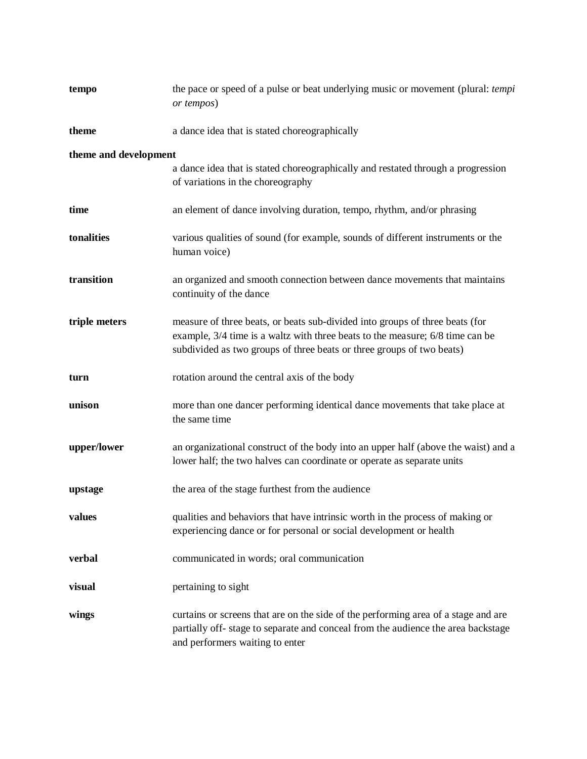**tempo** the pace or speed of a pulse or beat underlying music or movement (plural: *tempi or tempos*)

**theme** a dance idea that is stated choreographically

**theme and development**
a dance idea that is stated choreographically and restated through a progression of variations in the choreography

**time** an element of dance involving duration, tempo, rhythm, and/or phrasing

**tonalities** various qualities of sound (for example, sounds of different instruments or the human voice)

**transition** an organized and smooth connection between dance movements that maintains continuity of the dance

**triple meters** measure of three beats, or beats sub-divided into groups of three beats (for example, 3/4 time is a waltz with three beats to the measure; 6/8 time can be subdivided as two groups of three beats or three groups of two beats)

**turn** rotation around the central axis of the body

**unison** more than one dancer performing identical dance movements that take place at the same time

**upper/lower** an organizational construct of the body into an upper half (above the waist) and a lower half; the two halves can coordinate or operate as separate units

**upstage** the area of the stage furthest from the audience

**values** qualities and behaviors that have intrinsic worth in the process of making or experiencing dance or for personal or social development or health

**verbal** communicated in words; oral communication

**visual** pertaining to sight

**wings** curtains or screens that are on the side of the performing area of a stage and are partially off- stage to separate and conceal from the audience the area backstage and performers waiting to enter